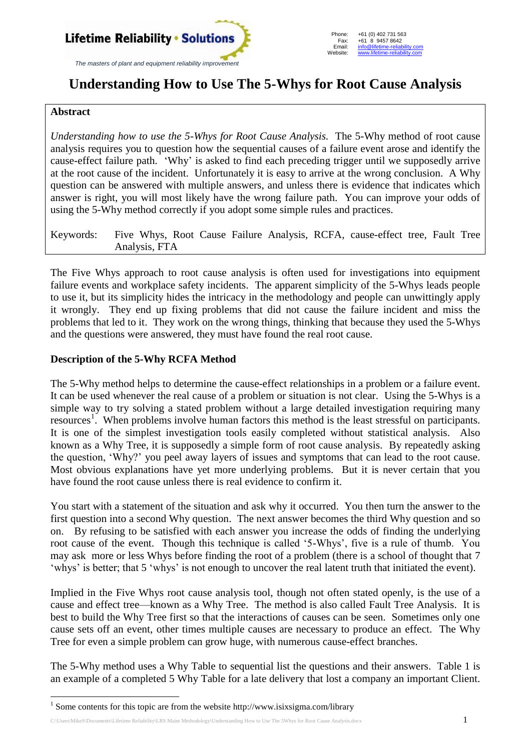Lifetime Reliability • Solutions

*The masters of plant and equipment reliability improvement*

Phone: +61 (0) 402 731 563
Fax: +61 8 9457 8642
Email: info@lifetime-reliability.com
Website: www.lifetime-reliability.com

# Understanding How to Use The 5-Whys for Root Cause Analysis

**Abstract**

*Understanding how to use the 5-Whys for Root Cause Analysis.* The 5-Why method of root cause analysis requires you to question how the sequential causes of a failure event arose and identify the cause-effect failure path. 'Why' is asked to find each preceding trigger until we supposedly arrive at the root cause of the incident. Unfortunately it is easy to arrive at the wrong conclusion. A Why question can be answered with multiple answers, and unless there is evidence that indicates which answer is right, you will most likely have the wrong failure path. You can improve your odds of using the 5-Why method correctly if you adopt some simple rules and practices.

Keywords: Five Whys, Root Cause Failure Analysis, RCFA, cause-effect tree, Fault Tree Analysis, FTA

The Five Whys approach to root cause analysis is often used for investigations into equipment failure events and workplace safety incidents. The apparent simplicity of the 5-Whys leads people to use it, but its simplicity hides the intricacy in the methodology and people can unwittingly apply it wrongly. They end up fixing problems that did not cause the failure incident and miss the problems that led to it. They work on the wrong things, thinking that because they used the 5-Whys and the questions were answered, they must have found the real root cause.

## Description of the 5-Why RCFA Method

The 5-Why method helps to determine the cause-effect relationships in a problem or a failure event. It can be used whenever the real cause of a problem or situation is not clear. Using the 5-Whys is a simple way to try solving a stated problem without a large detailed investigation requiring many resources[1]. When problems involve human factors this method is the least stressful on participants. It is one of the simplest investigation tools easily completed without statistical analysis. Also known as a Why Tree, it is supposedly a simple form of root cause analysis. By repeatedly asking the question, 'Why?' you peel away layers of issues and symptoms that can lead to the root cause. Most obvious explanations have yet more underlying problems. But it is never certain that you have found the root cause unless there is real evidence to confirm it.

You start with a statement of the situation and ask why it occurred. You then turn the answer to the first question into a second Why question. The next answer becomes the third Why question and so on. By refusing to be satisfied with each answer you increase the odds of finding the underlying root cause of the event. Though this technique is called '5-Whys', five is a rule of thumb. You may ask more or less Whys before finding the root of a problem (there is a school of thought that 7 'whys' is better; that 5 'whys' is not enough to uncover the real latent truth that initiated the event).

Implied in the Five Whys root cause analysis tool, though not often stated openly, is the use of a cause and effect tree—known as a Why Tree. The method is also called Fault Tree Analysis. It is best to build the Why Tree first so that the interactions of causes can be seen. Sometimes only one cause sets off an event, other times multiple causes are necessary to produce an effect. The Why Tree for even a simple problem can grow huge, with numerous cause-effect branches.

The 5-Why method uses a Why Table to sequential list the questions and their answers. Table 1 is an example of a completed 5 Why Table for a late delivery that lost a company an important Client.

[1] Some contents for this topic are from the website http://www.isixsigma.com/library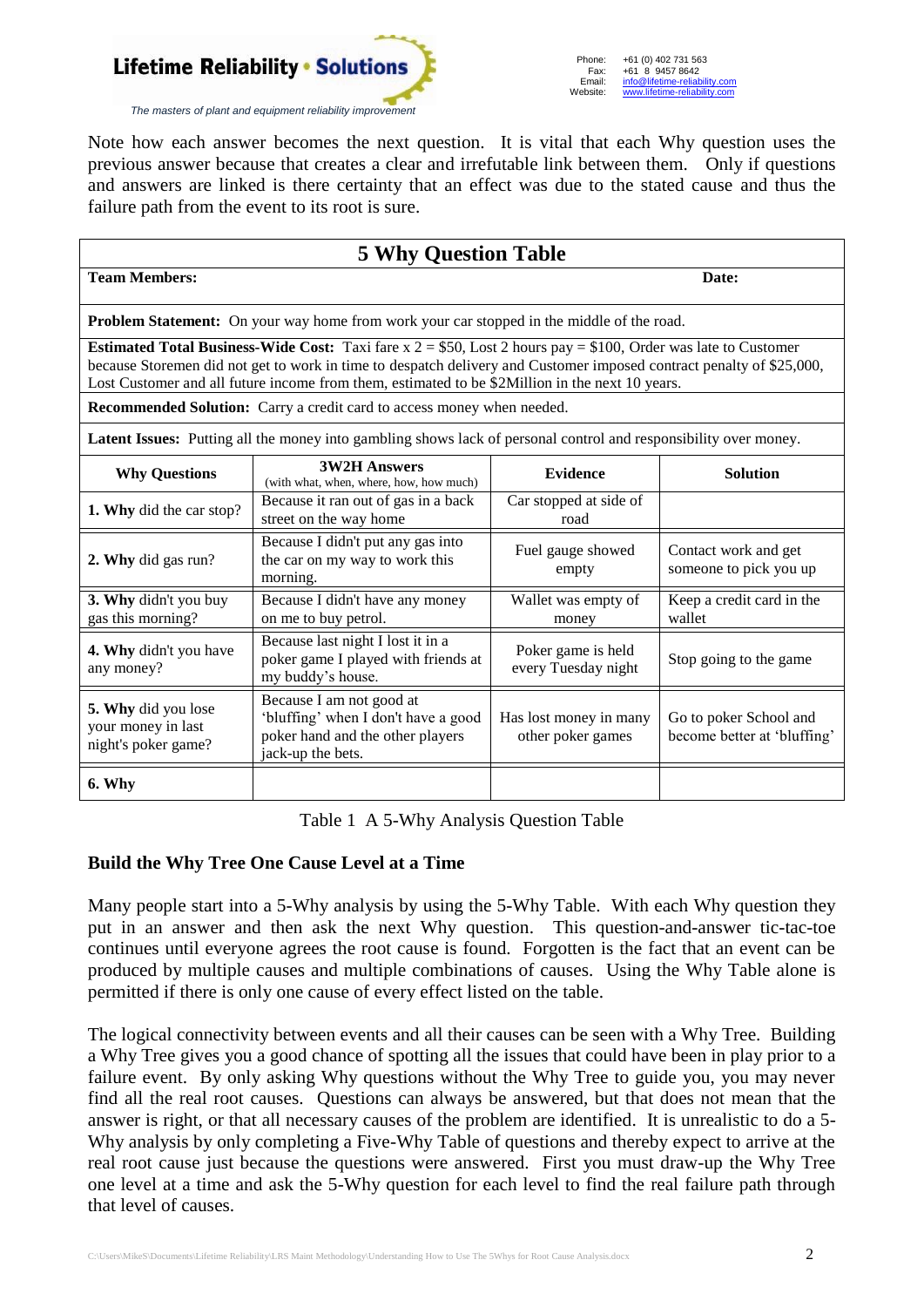Note how each answer becomes the next question. It is vital that each Why question uses the previous answer because that creates a clear and irrefutable link between them. Only if questions and answers are linked is there certainty that an effect was due to the stated cause and thus the failure path from the event to its root is sure.

| **5 Why Question Table** | | | |
|---|---|---|---|
| **Team Members:** | | | **Date:** |
| **Problem Statement:** On your way home from work your car stopped in the middle of the road. | | | |
| **Estimated Total Business-Wide Cost:** Taxi fare x 2 = $50, Lost 2 hours pay = $100, Order was late to Customer because Storemen did not get to work in time to despatch delivery and Customer imposed contract penalty of $25,000, Lost Customer and all future income from them, estimated to be $2Million in the next 10 years. | | | |
| **Recommended Solution:** Carry a credit card to access money when needed. | | | |
| **Latent Issues:** Putting all the money into gambling shows lack of personal control and responsibility over money. | | | |
| **Why Questions** | **3W2H Answers** (with what, when, where, how, how much) | **Evidence** | **Solution** |
| **1. Why** did the car stop? | Because it ran out of gas in a back street on the way home | Car stopped at side of road | |
| **2. Why** did gas run? | Because I didn't put any gas into the car on my way to work this morning. | Fuel gauge showed empty | Contact work and get someone to pick you up |
| **3. Why** didn't you buy gas this morning? | Because I didn't have any money on me to buy petrol. | Wallet was empty of money | Keep a credit card in the wallet |
| **4. Why** didn't you have any money? | Because last night I lost it in a poker game I played with friends at my buddy's house. | Poker game is held every Tuesday night | Stop going to the game |
| **5. Why** did you lose your money in last night's poker game? | Because I am not good at 'bluffing' when I don't have a good poker hand and the other players jack-up the bets. | Has lost money in many other poker games | Go to poker School and become better at 'bluffing' |
| **6. Why** | | | |

Table 1 A 5-Why Analysis Question Table

### Build the Why Tree One Cause Level at a Time

Many people start into a 5-Why analysis by using the 5-Why Table. With each Why question they put in an answer and then ask the next Why question. This question-and-answer tic-tac-toe continues until everyone agrees the root cause is found. Forgotten is the fact that an event can be produced by multiple causes and multiple combinations of causes. Using the Why Table alone is permitted if there is only one cause of every effect listed on the table.

The logical connectivity between events and all their causes can be seen with a Why Tree. Building a Why Tree gives you a good chance of spotting all the issues that could have been in play prior to a failure event. By only asking Why questions without the Why Tree to guide you, you may never find all the real root causes. Questions can always be answered, but that does not mean that the answer is right, or that all necessary causes of the problem are identified. It is unrealistic to do a 5-Why analysis by only completing a Five-Why Table of questions and thereby expect to arrive at the real root cause just because the questions were answered. First you must draw-up the Why Tree one level at a time and ask the 5-Why question for each level to find the real failure path through that level of causes.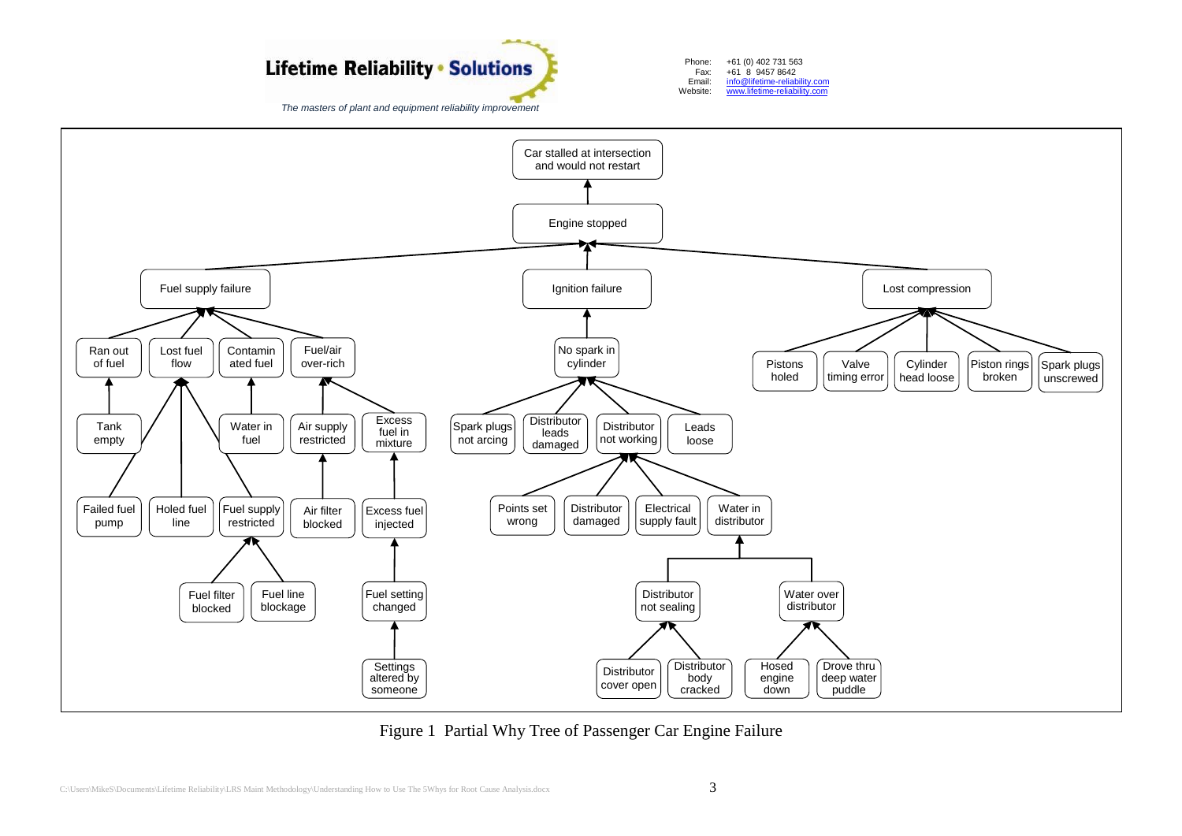- Car stalled at intersection and would not restart
  - Engine stopped
    - Fuel supply failure
      - Ran out of fuel
        - Tank empty
      - Lost fuel flow
        - Failed fuel pump
        - Holed fuel line
        - Fuel supply restricted
          - Fuel filter blocked
          - Fuel line blockage
      - Contaminated fuel
        - Water in fuel
      - Fuel/air over-rich
        - Air supply restricted
          - Air filter blocked
        - Excess fuel in mixture
          - Excess fuel injected
            - Fuel setting changed
              - Settings altered by someone
    - Ignition failure
      - No spark in cylinder
        - Spark plugs not arcing
        - Distributor leads damaged
        - Distributor not working
          - Points set wrong
          - Distributor damaged
          - Electrical supply fault
          - Water in distributor
            - Distributor not sealing
              - Distributor cover open
              - Distributor body cracked
            - Water over distributor
              - Hosed engine down
              - Drove thru deep water puddle
        - Leads loose
    - Lost compression
      - Pistons holed
      - Valve timing error
      - Cylinder head loose
      - Piston rings broken
      - Spark plugs unscrewed

Figure 1 Partial Why Tree of Passenger Car Engine Failure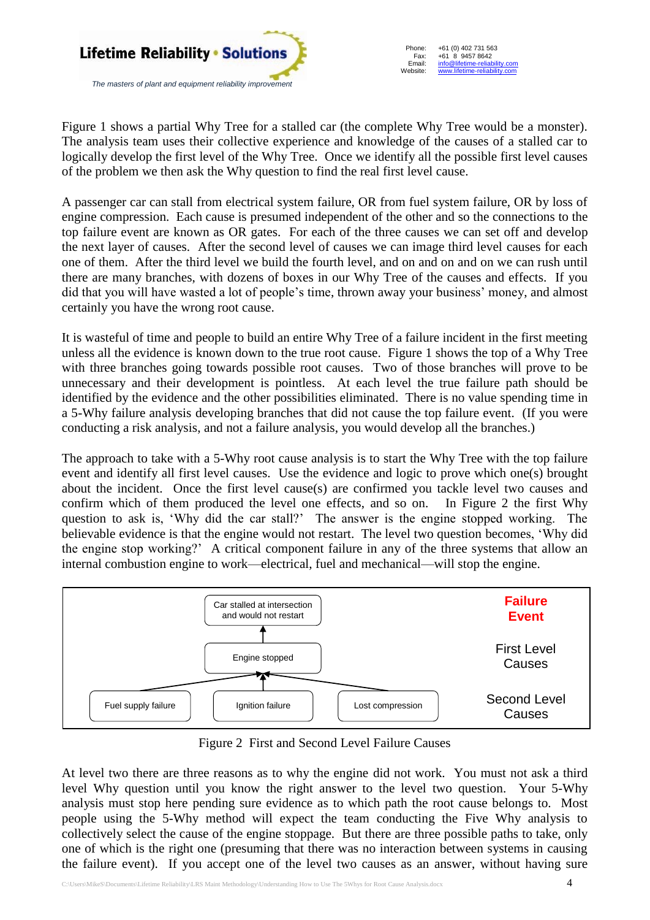Figure 1 shows a partial Why Tree for a stalled car (the complete Why Tree would be a monster). The analysis team uses their collective experience and knowledge of the causes of a stalled car to logically develop the first level of the Why Tree. Once we identify all the possible first level causes of the problem we then ask the Why question to find the real first level cause.

A passenger car can stall from electrical system failure, OR from fuel system failure, OR by loss of engine compression. Each cause is presumed independent of the other and so the connections to the top failure event are known as OR gates. For each of the three causes we can set off and develop the next layer of causes. After the second level of causes we can image third level causes for each one of them. After the third level we build the fourth level, and on and on and on we can rush until there are many branches, with dozens of boxes in our Why Tree of the causes and effects. If you did that you will have wasted a lot of people's time, thrown away your business' money, and almost certainly you have the wrong root cause.

It is wasteful of time and people to build an entire Why Tree of a failure incident in the first meeting unless all the evidence is known down to the true root cause. Figure 1 shows the top of a Why Tree with three branches going towards possible root causes. Two of those branches will prove to be unnecessary and their development is pointless. At each level the true failure path should be identified by the evidence and the other possibilities eliminated. There is no value spending time in a 5-Why failure analysis developing branches that did not cause the top failure event. (If you were conducting a risk analysis, and not a failure analysis, you would develop all the branches.)

The approach to take with a 5-Why root cause analysis is to start the Why Tree with the top failure event and identify all first level causes. Use the evidence and logic to prove which one(s) brought about the incident. Once the first level cause(s) are confirmed you tackle level two causes and confirm which of them produced the level one effects, and so on. In Figure 2 the first Why question to ask is, 'Why did the car stall?' The answer is the engine stopped working. The believable evidence is that the engine would not restart. The level two question becomes, 'Why did the engine stop working?' A critical component failure in any of the three systems that allow an internal combustion engine to work—electrical, fuel and mechanical—will stop the engine.

| Level | Causes |
|---|---|
| **Failure Event** | Car stalled at intersection and would not restart |
| First Level Causes | Engine stopped |
| Second Level Causes | Fuel supply failure; Ignition failure; Lost compression |

Figure 2 First and Second Level Failure Causes

At level two there are three reasons as to why the engine did not work. You must not ask a third level Why question until you know the right answer to the level two question. Your 5-Why analysis must stop here pending sure evidence as to which path the root cause belongs to. Most people using the 5-Why method will expect the team conducting the Five Why analysis to collectively select the cause of the engine stoppage. But there are three possible paths to take, only one of which is the right one (presuming that there was no interaction between systems in causing the failure event). If you accept one of the level two causes as an answer, without having sure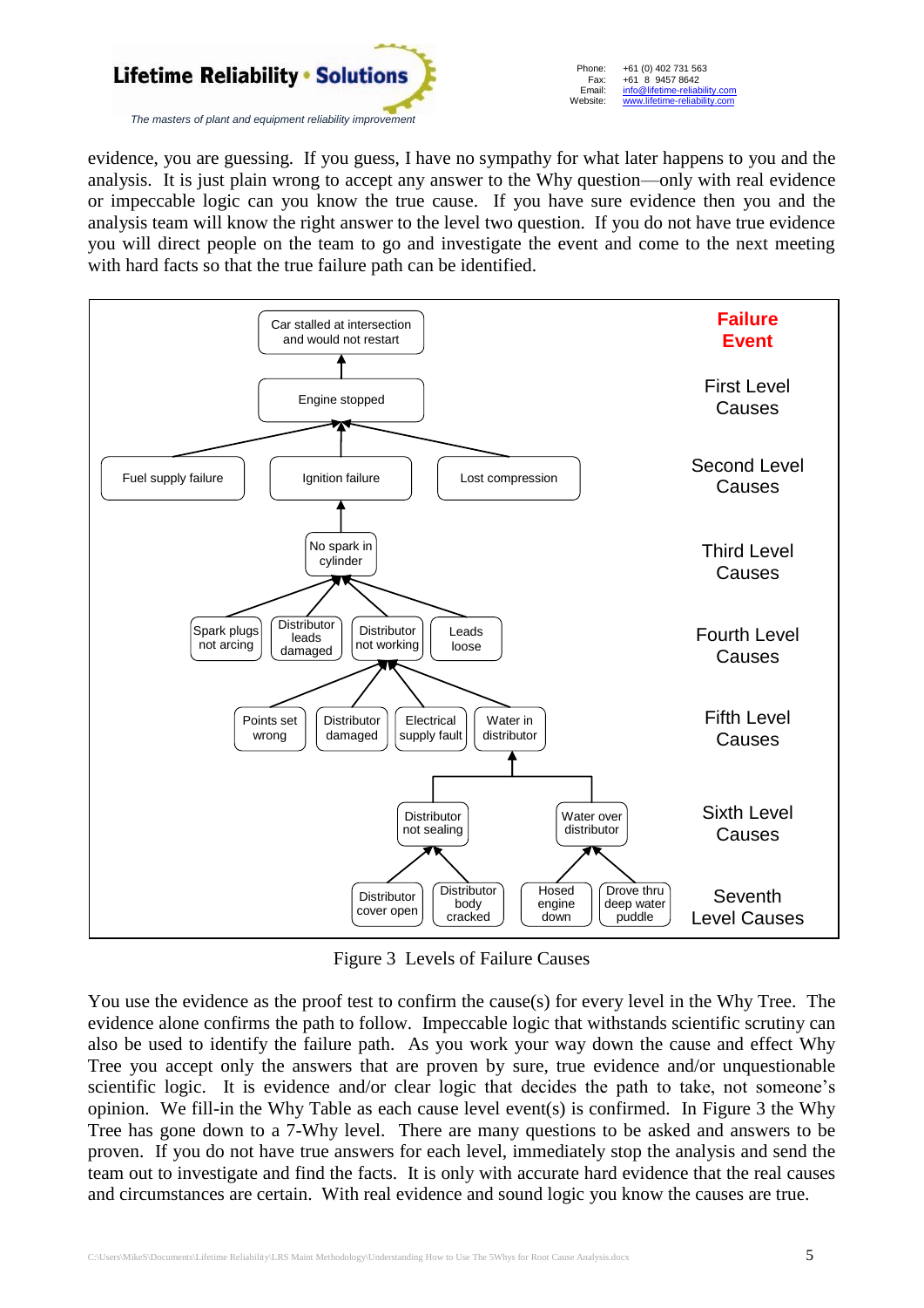evidence, you are guessing. If you guess, I have no sympathy for what later happens to you and the analysis. It is just plain wrong to accept any answer to the Why question—only with real evidence or impeccable logic can you know the true cause. If you have sure evidence then you and the analysis team will know the right answer to the level two question. If you do not have true evidence you will direct people on the team to go and investigate the event and come to the next meeting with hard facts so that the true failure path can be identified.

| Level | Causes |
| --- | --- |
| Failure Event | Car stalled at intersection and would not restart |
| First Level Causes | Engine stopped |
| Second Level Causes | Fuel supply failure; Ignition failure; Lost compression |
| Third Level Causes | No spark in cylinder |
| Fourth Level Causes | Spark plugs not arcing; Distributor leads damaged; Distributor not working; Leads loose |
| Fifth Level Causes | Points set wrong; Distributor damaged; Electrical supply fault; Water in distributor |
| Sixth Level Causes | Distributor not sealing; Water over distributor |
| Seventh Level Causes | Distributor cover open; Distributor body cracked; Hosed engine down; Drove thru deep water puddle |

Figure 3 Levels of Failure Causes

You use the evidence as the proof test to confirm the cause(s) for every level in the Why Tree. The evidence alone confirms the path to follow. Impeccable logic that withstands scientific scrutiny can also be used to identify the failure path. As you work your way down the cause and effect Why Tree you accept only the answers that are proven by sure, true evidence and/or unquestionable scientific logic. It is evidence and/or clear logic that decides the path to take, not someone's opinion. We fill-in the Why Table as each cause level event(s) is confirmed. In Figure 3 the Why Tree has gone down to a 7-Why level. There are many questions to be asked and answers to be proven. If you do not have true answers for each level, immediately stop the analysis and send the team out to investigate and find the facts. It is only with accurate hard evidence that the real causes and circumstances are certain. With real evidence and sound logic you know the causes are true.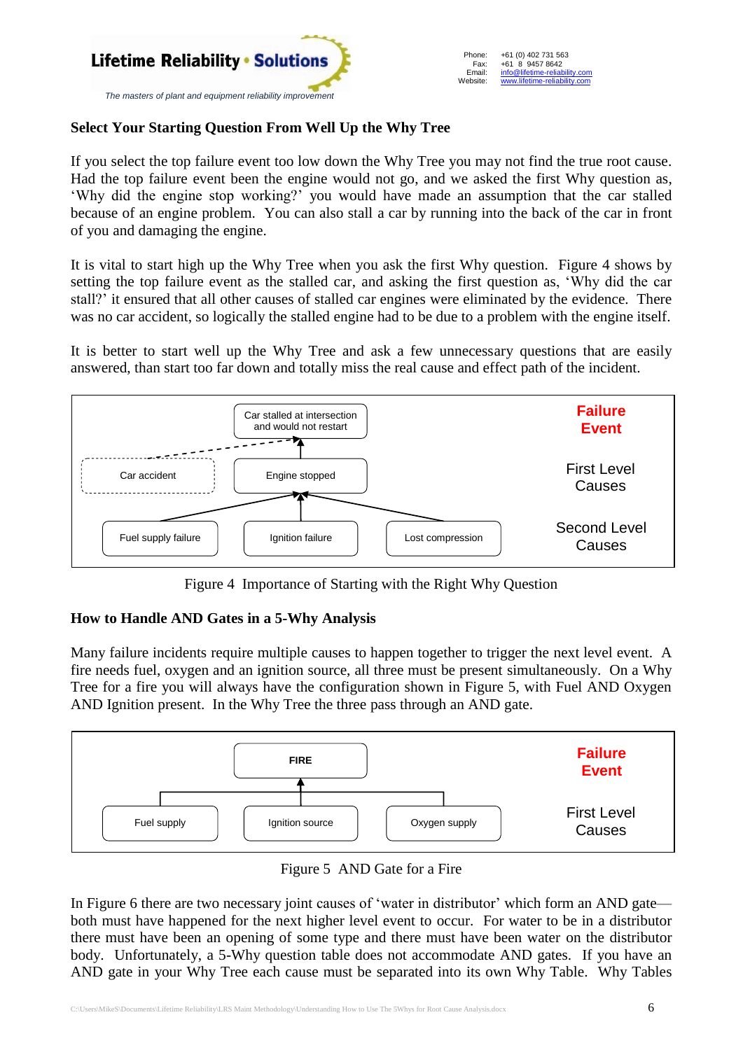### Select Your Starting Question From Well Up the Why Tree

If you select the top failure event too low down the Why Tree you may not find the true root cause. Had the top failure event been the engine would not go, and we asked the first Why question as, 'Why did the engine stop working?' you would have made an assumption that the car stalled because of an engine problem. You can also stall a car by running into the back of the car in front of you and damaging the engine.

It is vital to start high up the Why Tree when you ask the first Why question. Figure 4 shows by setting the top failure event as the stalled car, and asking the first question as, 'Why did the car stall?' it ensured that all other causes of stalled car engines were eliminated by the evidence. There was no car accident, so logically the stalled engine had to be due to a problem with the engine itself.

It is better to start well up the Why Tree and ask a few unnecessary questions that are easily answered, than start too far down and totally miss the real cause and effect path of the incident.

Car stalled at intersection and would not restart — **Failure Event**

Car accident | Engine stopped — First Level Causes

Fuel supply failure | Ignition failure | Lost compression — Second Level Causes

Figure 4 Importance of Starting with the Right Why Question

### How to Handle AND Gates in a 5-Why Analysis

Many failure incidents require multiple causes to happen together to trigger the next level event. A fire needs fuel, oxygen and an ignition source, all three must be present simultaneously. On a Why Tree for a fire you will always have the configuration shown in Figure 5, with Fuel AND Oxygen AND Ignition present. In the Why Tree the three pass through an AND gate.

FIRE — **Failure Event**

Fuel supply | Ignition source | Oxygen supply — First Level Causes

Figure 5 AND Gate for a Fire

In Figure 6 there are two necessary joint causes of 'water in distributor' which form an AND gate—both must have happened for the next higher level event to occur. For water to be in a distributor there must have been an opening of some type and there must have been water on the distributor body. Unfortunately, a 5-Why question table does not accommodate AND gates. If you have an AND gate in your Why Tree each cause must be separated into its own Why Table. Why Tables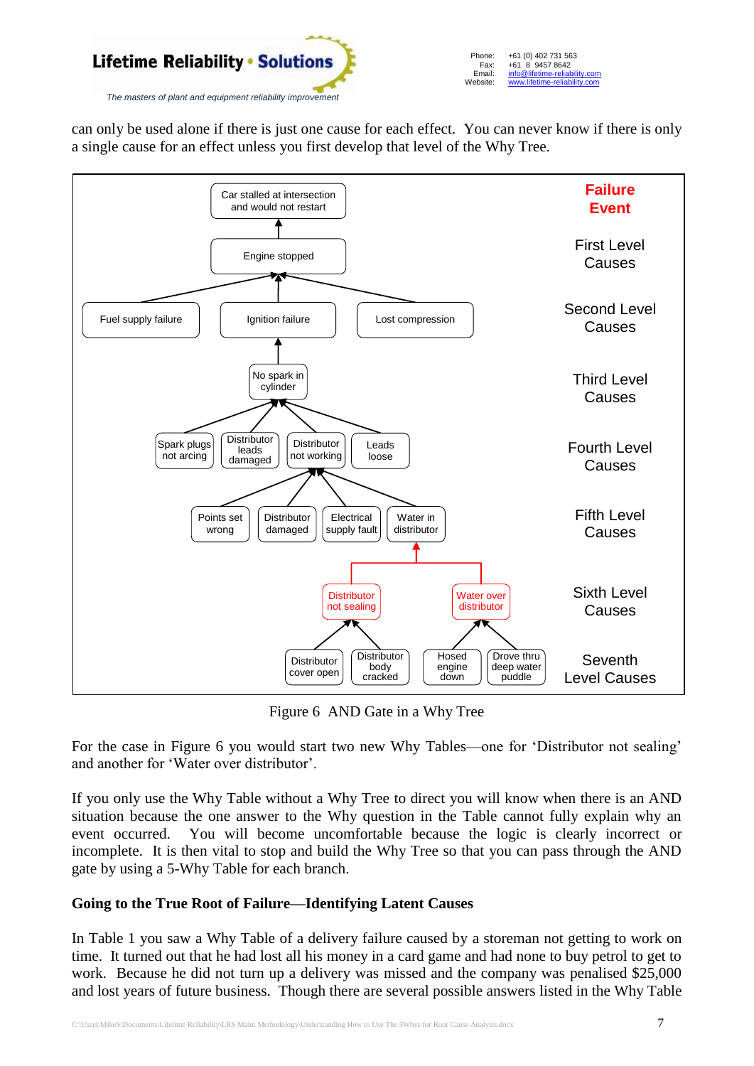can only be used alone if there is just one cause for each effect. You can never know if there is only a single cause for an effect unless you first develop that level of the Why Tree.

| Level | Causes |
|---|---|
| Failure Event | Car stalled at intersection and would not restart |
| First Level Causes | Engine stopped |
| Second Level Causes | Fuel supply failure; Ignition failure; Lost compression |
| Third Level Causes | No spark in cylinder |
| Fourth Level Causes | Spark plugs not arcing; Distributor leads damaged; Distributor not working; Leads loose |
| Fifth Level Causes | Points set wrong; Distributor damaged; Electrical supply fault; Water in distributor |
| Sixth Level Causes | Distributor not sealing; Water over distributor |
| Seventh Level Causes | Distributor cover open; Distributor body cracked; Hosed engine down; Drove thru deep water puddle |

Figure 6 AND Gate in a Why Tree

For the case in Figure 6 you would start two new Why Tables—one for 'Distributor not sealing' and another for 'Water over distributor'.

If you only use the Why Table without a Why Tree to direct you will know when there is an AND situation because the one answer to the Why question in the Table cannot fully explain why an event occurred. You will become uncomfortable because the logic is clearly incorrect or incomplete. It is then vital to stop and build the Why Tree so that you can pass through the AND gate by using a 5-Why Table for each branch.

**Going to the True Root of Failure—Identifying Latent Causes**

In Table 1 you saw a Why Table of a delivery failure caused by a storeman not getting to work on time. It turned out that he had lost all his money in a card game and had none to buy petrol to get to work. Because he did not turn up a delivery was missed and the company was penalised $25,000 and lost years of future business. Though there are several possible answers listed in the Why Table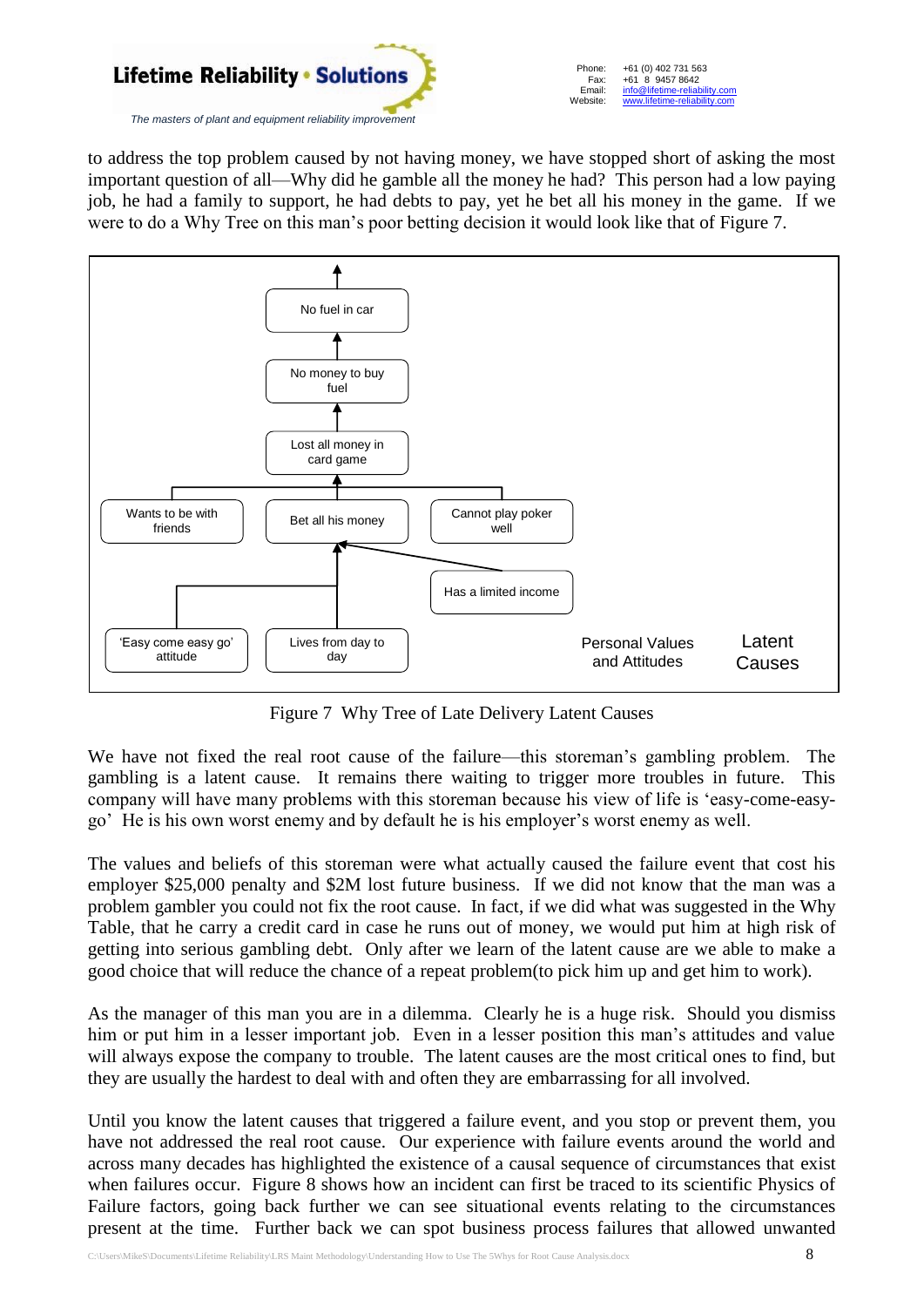to address the top problem caused by not having money, we have stopped short of asking the most important question of all—Why did he gamble all the money he had? This person had a low paying job, he had a family to support, he had debts to pay, yet he bet all his money in the game. If we were to do a Why Tree on this man's poor betting decision it would look like that of Figure 7.

No fuel in car

No money to buy fuel

Lost all money in card game

Wants to be with friends

Bet all his money

Cannot play poker well

Has a limited income

'Easy come easy go' attitude

Lives from day to day

Personal Values and Attitudes

Latent Causes

Figure 7 Why Tree of Late Delivery Latent Causes

We have not fixed the real root cause of the failure—this storeman's gambling problem. The gambling is a latent cause. It remains there waiting to trigger more troubles in future. This company will have many problems with this storeman because his view of life is 'easy-come-easy-go' He is his own worst enemy and by default he is his employer's worst enemy as well.

The values and beliefs of this storeman were what actually caused the failure event that cost his employer $25,000 penalty and $2M lost future business. If we did not know that the man was a problem gambler you could not fix the root cause. In fact, if we did what was suggested in the Why Table, that he carry a credit card in case he runs out of money, we would put him at high risk of getting into serious gambling debt. Only after we learn of the latent cause are we able to make a good choice that will reduce the chance of a repeat problem(to pick him up and get him to work).

As the manager of this man you are in a dilemma. Clearly he is a huge risk. Should you dismiss him or put him in a lesser important job. Even in a lesser position this man's attitudes and value will always expose the company to trouble. The latent causes are the most critical ones to find, but they are usually the hardest to deal with and often they are embarrassing for all involved.

Until you know the latent causes that triggered a failure event, and you stop or prevent them, you have not addressed the real root cause. Our experience with failure events around the world and across many decades has highlighted the existence of a causal sequence of circumstances that exist when failures occur. Figure 8 shows how an incident can first be traced to its scientific Physics of Failure factors, going back further we can see situational events relating to the circumstances present at the time. Further back we can spot business process failures that allowed unwanted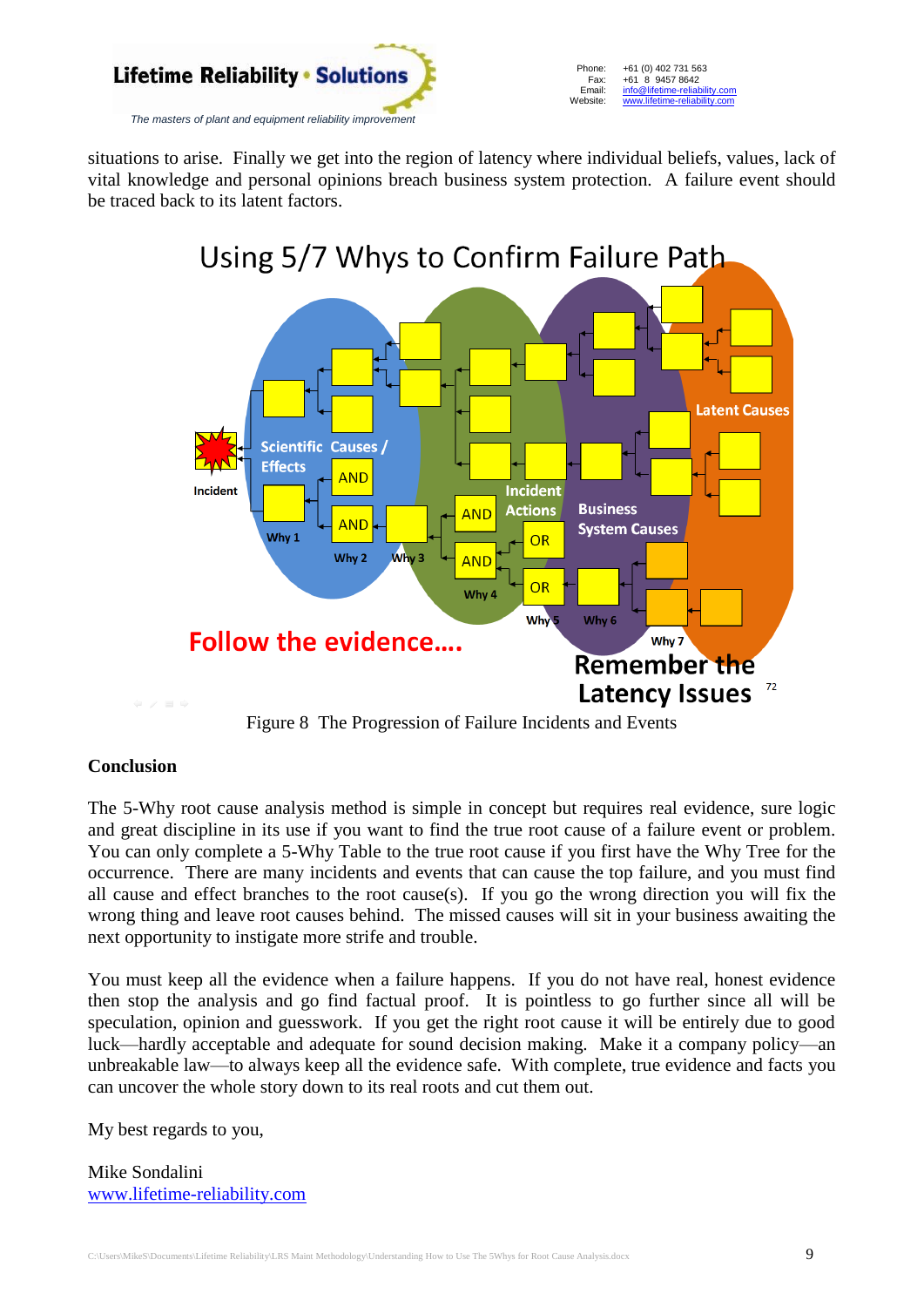situations to arise. Finally we get into the region of latency where individual beliefs, values, lack of vital knowledge and personal opinions breach business system protection. A failure event should be traced back to its latent factors.

Using 5/7 Whys to Confirm Failure Path

Incident

Scientific Causes / Effects

Incident Actions

Business System Causes

Latent Causes

AND

AND

AND

AND

OR

OR

Why 1

Why 2

Why 3

Why 4

Why 5

Why 6

Why 7

Follow the evidence….

Remember the Latency Issues

72

Figure 8 The Progression of Failure Incidents and Events

**Conclusion**

The 5-Why root cause analysis method is simple in concept but requires real evidence, sure logic and great discipline in its use if you want to find the true root cause of a failure event or problem. You can only complete a 5-Why Table to the true root cause if you first have the Why Tree for the occurrence. There are many incidents and events that can cause the top failure, and you must find all cause and effect branches to the root cause(s). If you go the wrong direction you will fix the wrong thing and leave root causes behind. The missed causes will sit in your business awaiting the next opportunity to instigate more strife and trouble.

You must keep all the evidence when a failure happens. If you do not have real, honest evidence then stop the analysis and go find factual proof. It is pointless to go further since all will be speculation, opinion and guesswork. If you get the right root cause it will be entirely due to good luck—hardly acceptable and adequate for sound decision making. Make it a company policy—an unbreakable law—to always keep all the evidence safe. With complete, true evidence and facts you can uncover the whole story down to its real roots and cut them out.

My best regards to you,

Mike Sondalini
www.lifetime-reliability.com